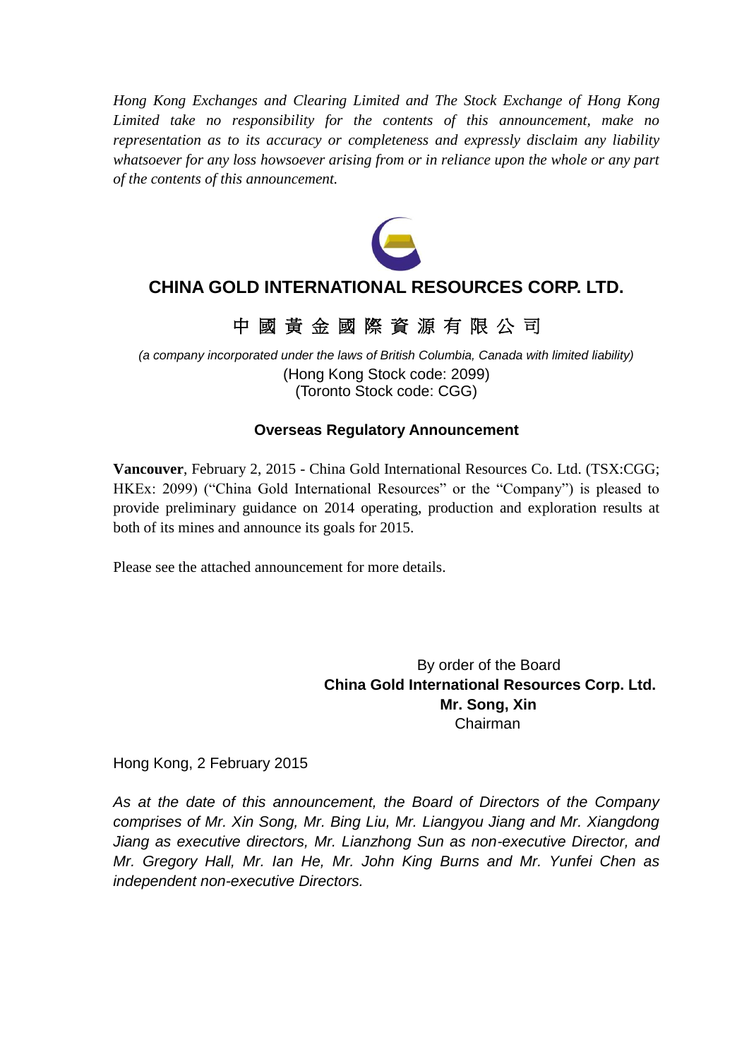*Hong Kong Exchanges and Clearing Limited and The Stock Exchange of Hong Kong Limited take no responsibility for the contents of this announcement, make no representation as to its accuracy or completeness and expressly disclaim any liability whatsoever for any loss howsoever arising from or in reliance upon the whole or any part of the contents of this announcement.*

# CHINA GOLD INTERNATIONAL RESOURCES CORP. LTD.

# 中 國 黃 金 國 際 資 源 有 限 公 司

*(a company incorporated under the laws of British Columbia, Canada with limited liability)*
(Hong Kong Stock code: 2099)
(Toronto Stock code: CGG)

## Overseas Regulatory Announcement

**Vancouver**, February 2, 2015 - China Gold International Resources Co. Ltd. (TSX:CGG; HKEx: 2099) ("China Gold International Resources" or the "Company") is pleased to provide preliminary guidance on 2014 operating, production and exploration results at both of its mines and announce its goals for 2015.

Please see the attached announcement for more details.

By order of the Board
**China Gold International Resources Corp. Ltd.**
**Mr. Song, Xin**
Chairman

Hong Kong, 2 February 2015

*As at the date of this announcement, the Board of Directors of the Company comprises of Mr. Xin Song, Mr. Bing Liu, Mr. Liangyou Jiang and Mr. Xiangdong Jiang as executive directors, Mr. Lianzhong Sun as non-executive Director, and Mr. Gregory Hall, Mr. Ian He, Mr. John King Burns and Mr. Yunfei Chen as independent non-executive Directors.*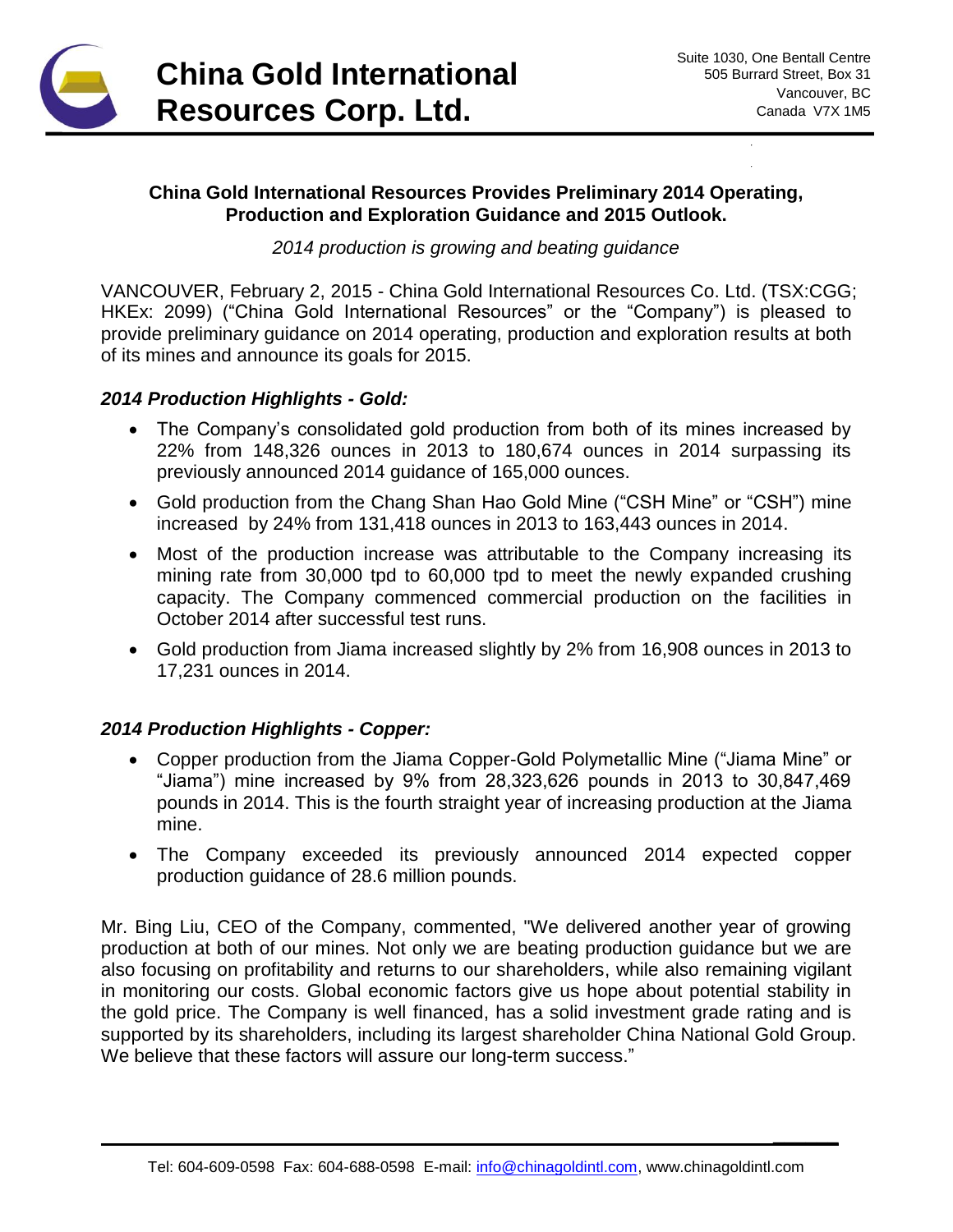# China Gold International Resources Corp. Ltd.

Suite 1030, One Bentall Centre
505 Burrard Street, Box 31
Vancouver, BC
Canada V7X 1M5

## China Gold International Resources Provides Preliminary 2014 Operating, Production and Exploration Guidance and 2015 Outlook.

*2014 production is growing and beating guidance*

VANCOUVER, February 2, 2015 - China Gold International Resources Co. Ltd. (TSX:CGG; HKEx: 2099) ("China Gold International Resources" or the "Company") is pleased to provide preliminary guidance on 2014 operating, production and exploration results at both of its mines and announce its goals for 2015.

### *2014 Production Highlights - Gold:*

- The Company's consolidated gold production from both of its mines increased by 22% from 148,326 ounces in 2013 to 180,674 ounces in 2014 surpassing its previously announced 2014 guidance of 165,000 ounces.
- Gold production from the Chang Shan Hao Gold Mine ("CSH Mine" or "CSH") mine increased by 24% from 131,418 ounces in 2013 to 163,443 ounces in 2014.
- Most of the production increase was attributable to the Company increasing its mining rate from 30,000 tpd to 60,000 tpd to meet the newly expanded crushing capacity. The Company commenced commercial production on the facilities in October 2014 after successful test runs.
- Gold production from Jiama increased slightly by 2% from 16,908 ounces in 2013 to 17,231 ounces in 2014.

### *2014 Production Highlights - Copper:*

- Copper production from the Jiama Copper-Gold Polymetallic Mine ("Jiama Mine" or "Jiama") mine increased by 9% from 28,323,626 pounds in 2013 to 30,847,469 pounds in 2014. This is the fourth straight year of increasing production at the Jiama mine.
- The Company exceeded its previously announced 2014 expected copper production guidance of 28.6 million pounds.

Mr. Bing Liu, CEO of the Company, commented, "We delivered another year of growing production at both of our mines. Not only we are beating production guidance but we are also focusing on profitability and returns to our shareholders, while also remaining vigilant in monitoring our costs. Global economic factors give us hope about potential stability in the gold price. The Company is well financed, has a solid investment grade rating and is supported by its shareholders, including its largest shareholder China National Gold Group. We believe that these factors will assure our long-term success."

Tel: 604-609-0598 Fax: 604-688-0598 E-mail: info@chinagoldintl.com, www.chinagoldintl.com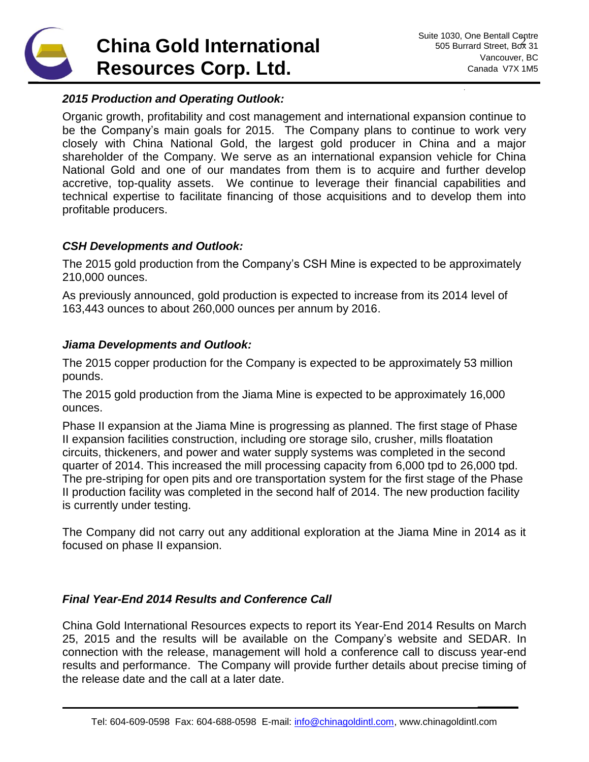### *2015 Production and Operating Outlook:*

Organic growth, profitability and cost management and international expansion continue to be the Company's main goals for 2015. The Company plans to continue to work very closely with China National Gold, the largest gold producer in China and a major shareholder of the Company. We serve as an international expansion vehicle for China National Gold and one of our mandates from them is to acquire and further develop accretive, top-quality assets. We continue to leverage their financial capabilities and technical expertise to facilitate financing of those acquisitions and to develop them into profitable producers.

### *CSH Developments and Outlook:*

The 2015 gold production from the Company's CSH Mine is expected to be approximately 210,000 ounces.

As previously announced, gold production is expected to increase from its 2014 level of 163,443 ounces to about 260,000 ounces per annum by 2016.

### *Jiama Developments and Outlook:*

The 2015 copper production for the Company is expected to be approximately 53 million pounds.

The 2015 gold production from the Jiama Mine is expected to be approximately 16,000 ounces.

Phase II expansion at the Jiama Mine is progressing as planned. The first stage of Phase II expansion facilities construction, including ore storage silo, crusher, mills floatation circuits, thickeners, and power and water supply systems was completed in the second quarter of 2014. This increased the mill processing capacity from 6,000 tpd to 26,000 tpd. The pre-striping for open pits and ore transportation system for the first stage of the Phase II production facility was completed in the second half of 2014. The new production facility is currently under testing.

The Company did not carry out any additional exploration at the Jiama Mine in 2014 as it focused on phase II expansion.

### *Final Year-End 2014 Results and Conference Call*

China Gold International Resources expects to report its Year-End 2014 Results on March 25, 2015 and the results will be available on the Company's website and SEDAR. In connection with the release, management will hold a conference call to discuss year-end results and performance. The Company will provide further details about precise timing of the release date and the call at a later date.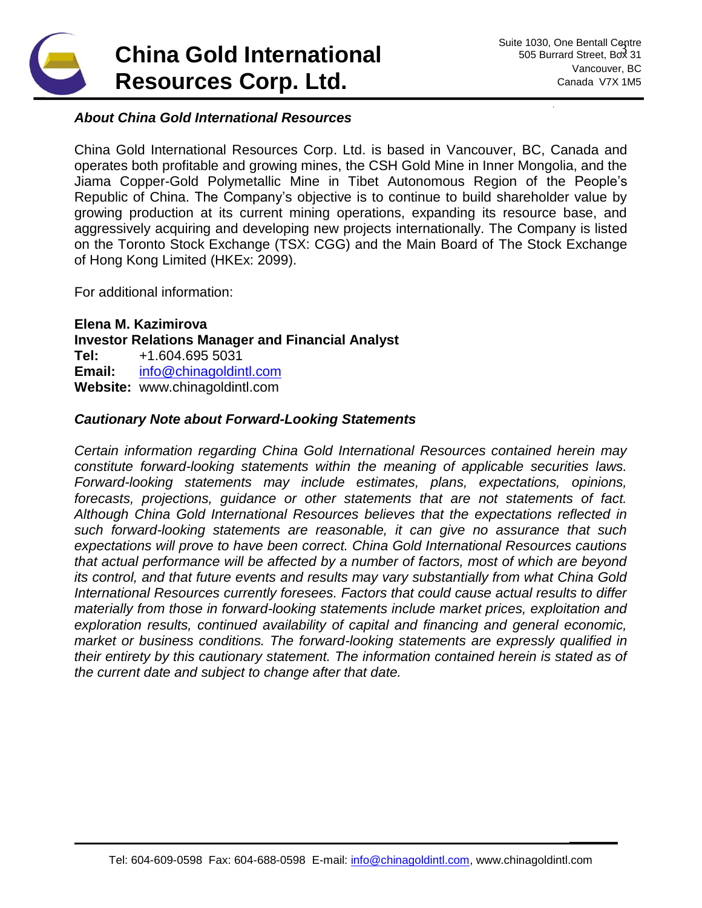### *About China Gold International Resources*

China Gold International Resources Corp. Ltd. is based in Vancouver, BC, Canada and operates both profitable and growing mines, the CSH Gold Mine in Inner Mongolia, and the Jiama Copper-Gold Polymetallic Mine in Tibet Autonomous Region of the People's Republic of China. The Company's objective is to continue to build shareholder value by growing production at its current mining operations, expanding its resource base, and aggressively acquiring and developing new projects internationally. The Company is listed on the Toronto Stock Exchange (TSX: CGG) and the Main Board of The Stock Exchange of Hong Kong Limited (HKEx: 2099).

For additional information:

**Elena M. Kazimirova**
**Investor Relations Manager and Financial Analyst**
**Tel:** +1.604.695 5031
**Email:** info@chinagoldintl.com
**Website:** www.chinagoldintl.com

### *Cautionary Note about Forward-Looking Statements*

*Certain information regarding China Gold International Resources contained herein may constitute forward-looking statements within the meaning of applicable securities laws. Forward-looking statements may include estimates, plans, expectations, opinions, forecasts, projections, guidance or other statements that are not statements of fact. Although China Gold International Resources believes that the expectations reflected in such forward-looking statements are reasonable, it can give no assurance that such expectations will prove to have been correct. China Gold International Resources cautions that actual performance will be affected by a number of factors, most of which are beyond its control, and that future events and results may vary substantially from what China Gold International Resources currently foresees. Factors that could cause actual results to differ materially from those in forward-looking statements include market prices, exploitation and exploration results, continued availability of capital and financing and general economic, market or business conditions. The forward-looking statements are expressly qualified in their entirety by this cautionary statement. The information contained herein is stated as of the current date and subject to change after that date.*